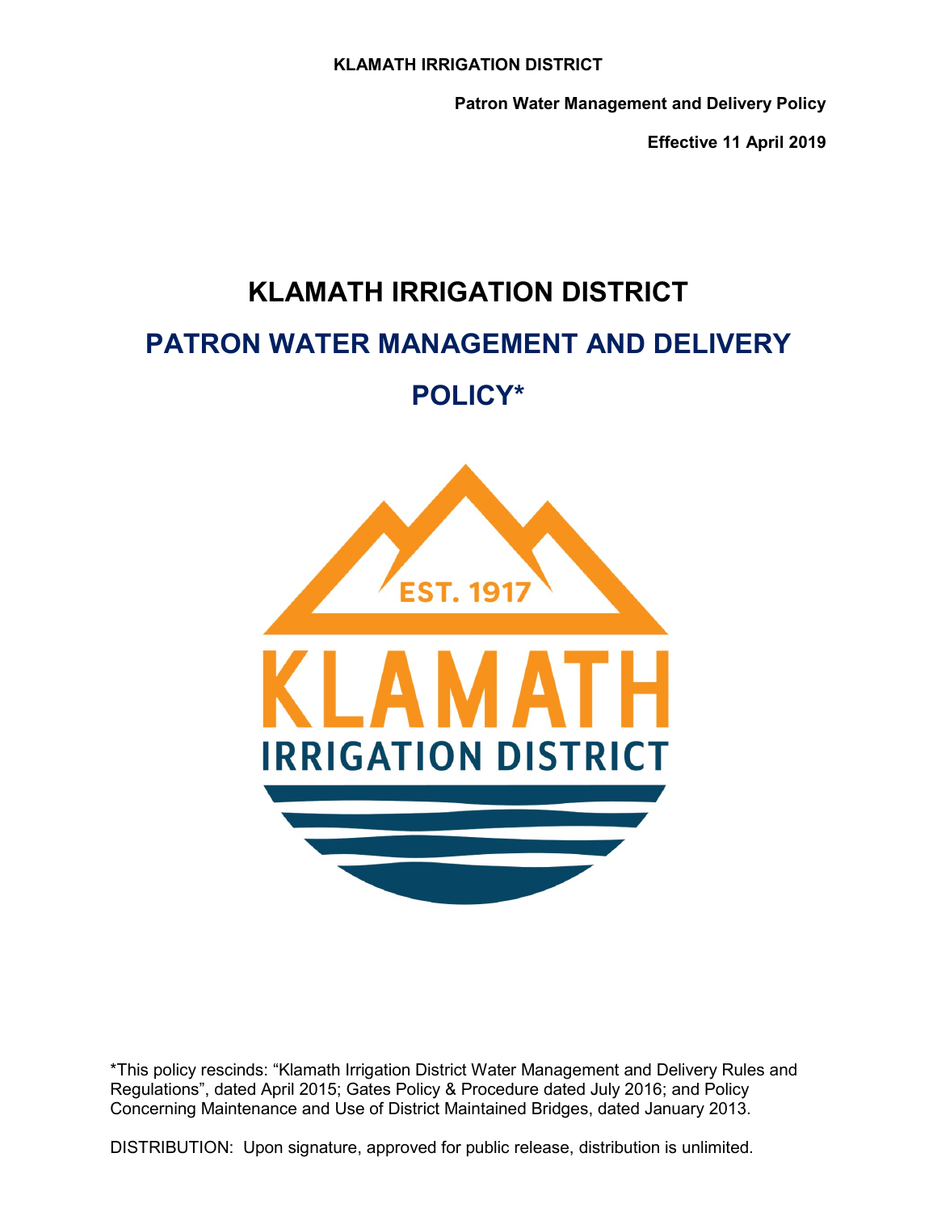KLAMATH IRRIGATION DISTRICT

**Patron Water Management and Delivery Policy**

**Effective 11 April 2019**

# KLAMATH IRRIGATION DISTRICT

# PATRON WATER MANAGEMENT AND DELIVERY POLICY*

EST. 1917

KLAMATH

IRRIGATION DISTRICT

*This policy rescinds: "Klamath Irrigation District Water Management and Delivery Rules and Regulations", dated April 2015; Gates Policy & Procedure dated July 2016; and Policy Concerning Maintenance and Use of District Maintained Bridges, dated January 2013.

DISTRIBUTION: Upon signature, approved for public release, distribution is unlimited.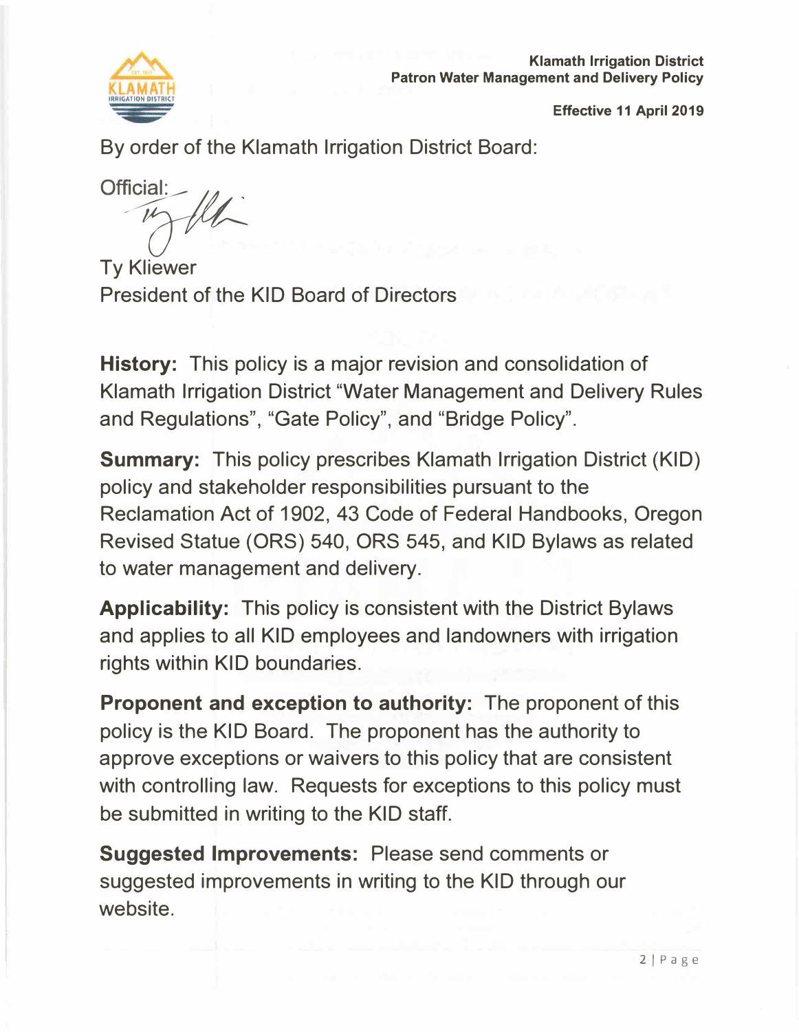**Klamath Irrigation District**
**Patron Water Management and Delivery Policy**

**Effective 11 April 2019**

By order of the Klamath Irrigation District Board:

Official:

Ty Kliewer
President of the KID Board of Directors

**History:** This policy is a major revision and consolidation of Klamath Irrigation District "Water Management and Delivery Rules and Regulations", "Gate Policy", and "Bridge Policy".

**Summary:** This policy prescribes Klamath Irrigation District (KID) policy and stakeholder responsibilities pursuant to the Reclamation Act of 1902, 43 Code of Federal Handbooks, Oregon Revised Statue (ORS) 540, ORS 545, and KID Bylaws as related to water management and delivery.

**Applicability:** This policy is consistent with the District Bylaws and applies to all KID employees and landowners with irrigation rights within KID boundaries.

**Proponent and exception to authority:** The proponent of this policy is the KID Board. The proponent has the authority to approve exceptions or waivers to this policy that are consistent with controlling law. Requests for exceptions to this policy must be submitted in writing to the KID staff.

**Suggested Improvements:** Please send comments or suggested improvements in writing to the KID through our website.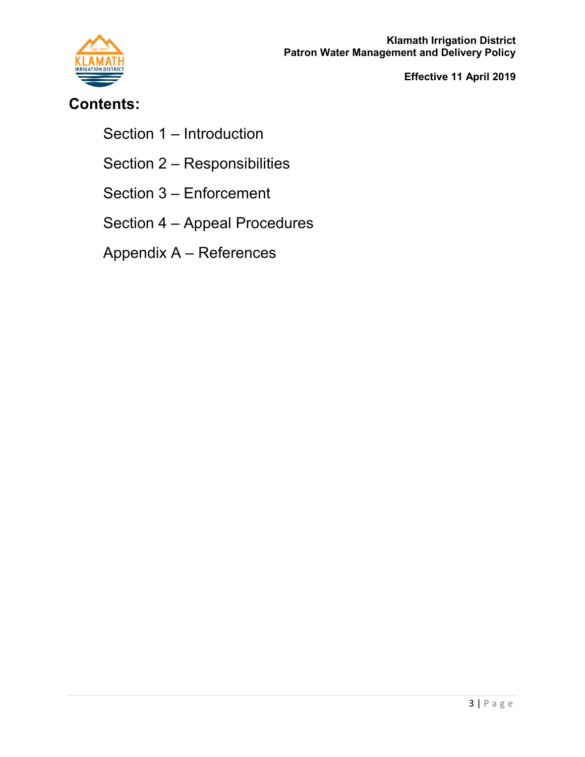## Contents:

Section 1 – Introduction

Section 2 – Responsibilities

Section 3 – Enforcement

Section 4 – Appeal Procedures

Appendix A – References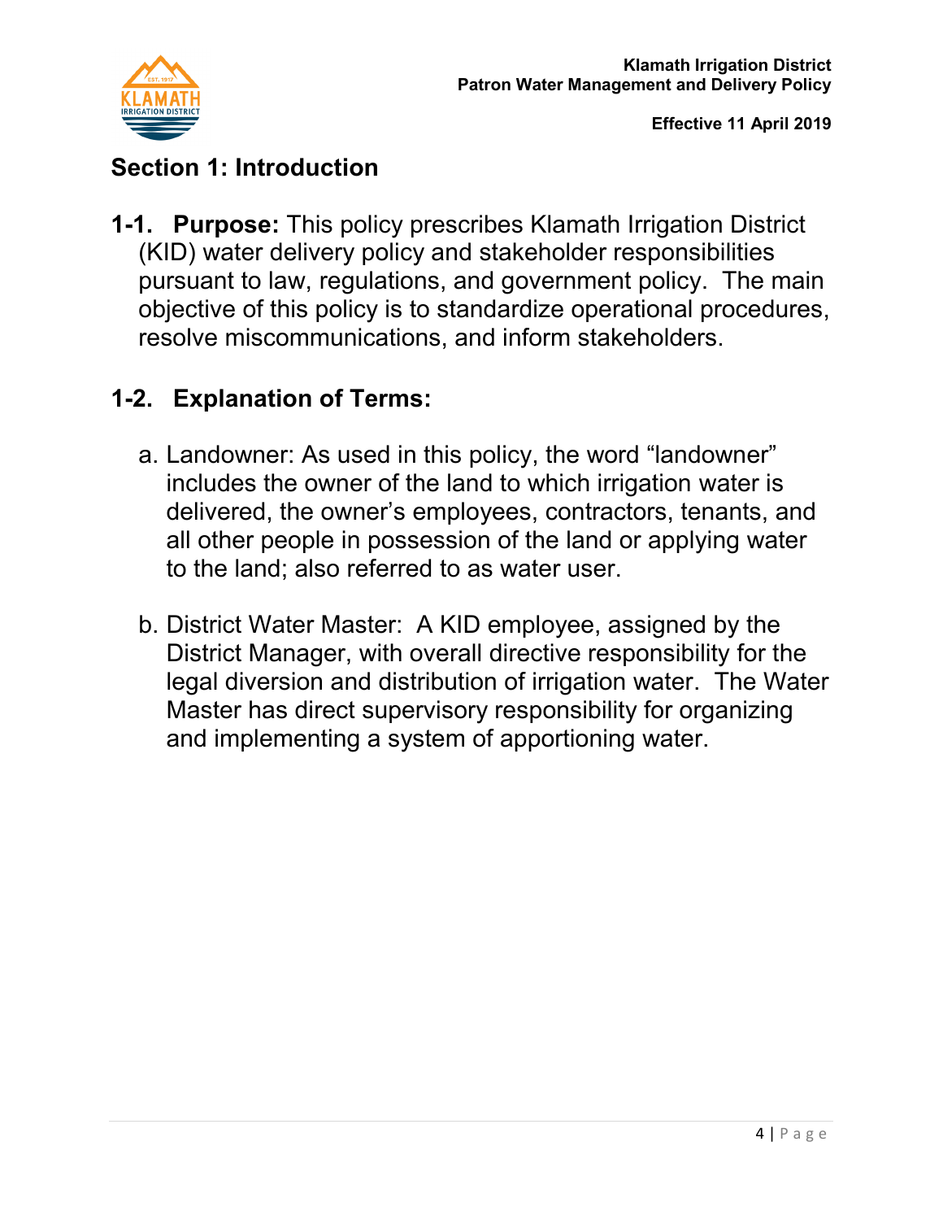## Section 1: Introduction

**1-1. Purpose:** This policy prescribes Klamath Irrigation District (KID) water delivery policy and stakeholder responsibilities pursuant to law, regulations, and government policy. The main objective of this policy is to standardize operational procedures, resolve miscommunications, and inform stakeholders.

### 1-2. Explanation of Terms:

a. Landowner: As used in this policy, the word "landowner" includes the owner of the land to which irrigation water is delivered, the owner's employees, contractors, tenants, and all other people in possession of the land or applying water to the land; also referred to as water user.

b. District Water Master: A KID employee, assigned by the District Manager, with overall directive responsibility for the legal diversion and distribution of irrigation water. The Water Master has direct supervisory responsibility for organizing and implementing a system of apportioning water.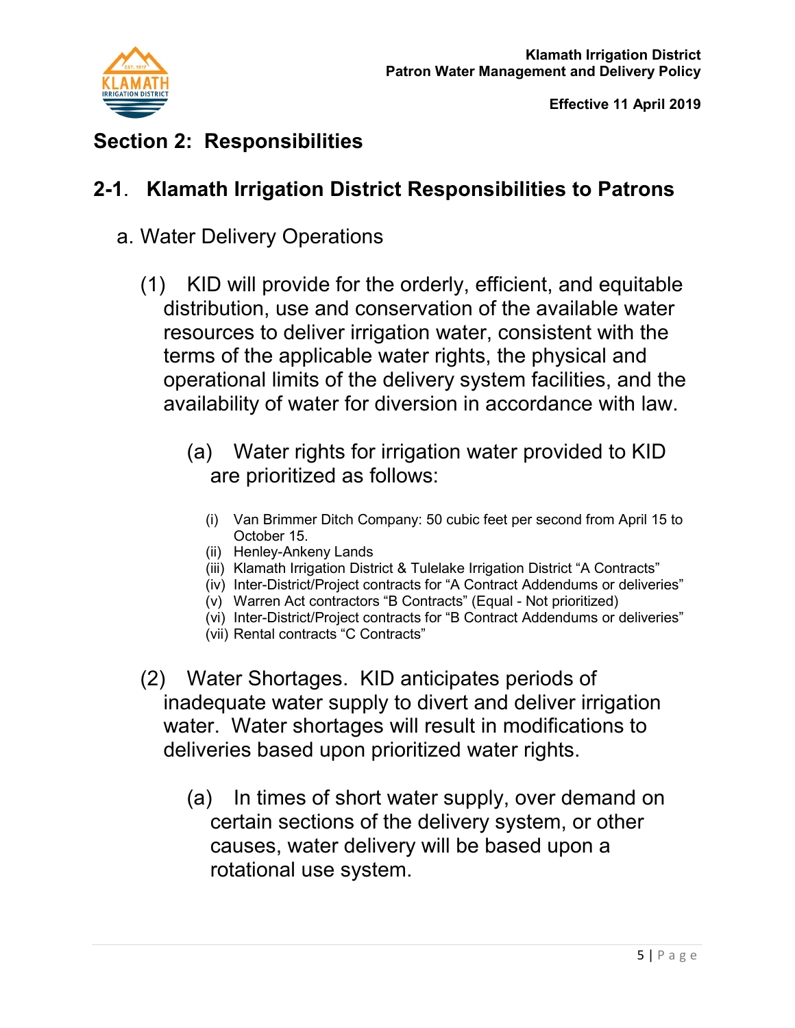## Section 2: Responsibilities

### 2-1. Klamath Irrigation District Responsibilities to Patrons

a. Water Delivery Operations

(1) KID will provide for the orderly, efficient, and equitable distribution, use and conservation of the available water resources to deliver irrigation water, consistent with the terms of the applicable water rights, the physical and operational limits of the delivery system facilities, and the availability of water for diversion in accordance with law.

(a) Water rights for irrigation water provided to KID are prioritized as follows:

(i) Van Brimmer Ditch Company: 50 cubic feet per second from April 15 to October 15.
(ii) Henley-Ankeny Lands
(iii) Klamath Irrigation District & Tulelake Irrigation District "A Contracts"
(iv) Inter-District/Project contracts for "A Contract Addendums or deliveries"
(v) Warren Act contractors "B Contracts" (Equal - Not prioritized)
(vi) Inter-District/Project contracts for "B Contract Addendums or deliveries"
(vii) Rental contracts "C Contracts"

(2) Water Shortages. KID anticipates periods of inadequate water supply to divert and deliver irrigation water. Water shortages will result in modifications to deliveries based upon prioritized water rights.

(a) In times of short water supply, over demand on certain sections of the delivery system, or other causes, water delivery will be based upon a rotational use system.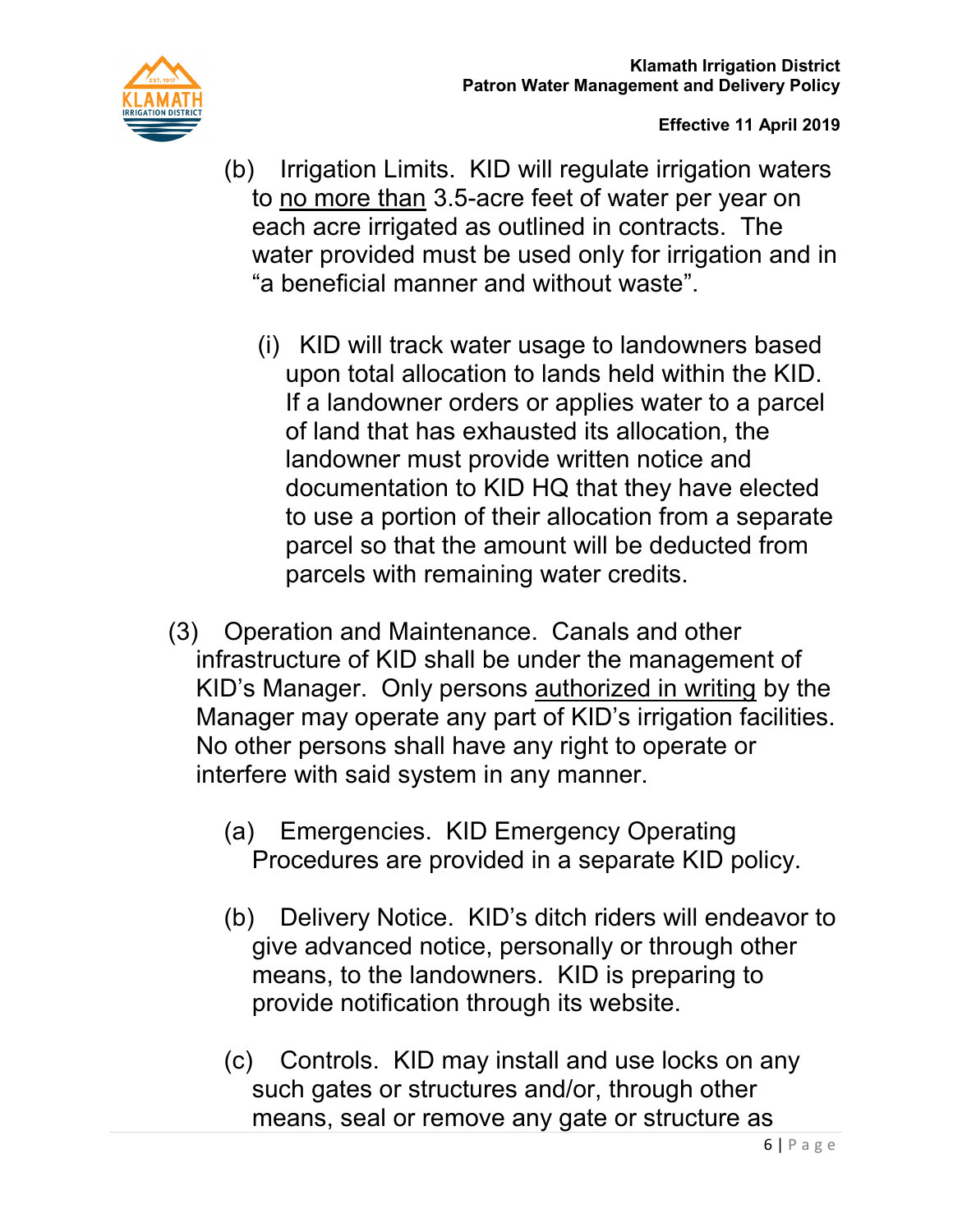(b) Irrigation Limits. KID will regulate irrigation waters to <u>no more than</u> 3.5-acre feet of water per year on each acre irrigated as outlined in contracts. The water provided must be used only for irrigation and in "a beneficial manner and without waste".

(i) KID will track water usage to landowners based upon total allocation to lands held within the KID. If a landowner orders or applies water to a parcel of land that has exhausted its allocation, the landowner must provide written notice and documentation to KID HQ that they have elected to use a portion of their allocation from a separate parcel so that the amount will be deducted from parcels with remaining water credits.

(3) Operation and Maintenance. Canals and other infrastructure of KID shall be under the management of KID's Manager. Only persons <u>authorized in writing</u> by the Manager may operate any part of KID's irrigation facilities. No other persons shall have any right to operate or interfere with said system in any manner.

(a) Emergencies. KID Emergency Operating Procedures are provided in a separate KID policy.

(b) Delivery Notice. KID's ditch riders will endeavor to give advanced notice, personally or through other means, to the landowners. KID is preparing to provide notification through its website.

(c) Controls. KID may install and use locks on any such gates or structures and/or, through other means, seal or remove any gate or structure as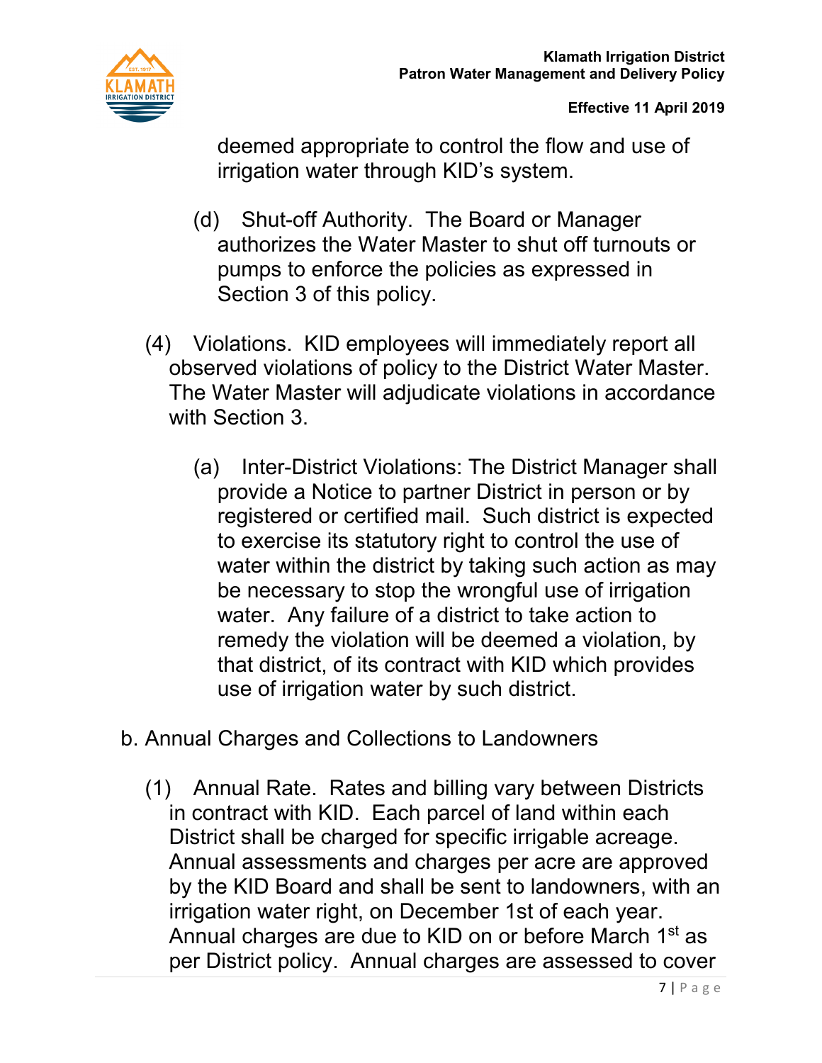deemed appropriate to control the flow and use of irrigation water through KID's system.

(d) Shut-off Authority. The Board or Manager authorizes the Water Master to shut off turnouts or pumps to enforce the policies as expressed in Section 3 of this policy.

(4) Violations. KID employees will immediately report all observed violations of policy to the District Water Master. The Water Master will adjudicate violations in accordance with Section 3.

(a) Inter-District Violations: The District Manager shall provide a Notice to partner District in person or by registered or certified mail. Such district is expected to exercise its statutory right to control the use of water within the district by taking such action as may be necessary to stop the wrongful use of irrigation water. Any failure of a district to take action to remedy the violation will be deemed a violation, by that district, of its contract with KID which provides use of irrigation water by such district.

b. Annual Charges and Collections to Landowners

(1) Annual Rate. Rates and billing vary between Districts in contract with KID. Each parcel of land within each District shall be charged for specific irrigable acreage. Annual assessments and charges per acre are approved by the KID Board and shall be sent to landowners, with an irrigation water right, on December 1st of each year. Annual charges are due to KID on or before March 1st as per District policy. Annual charges are assessed to cover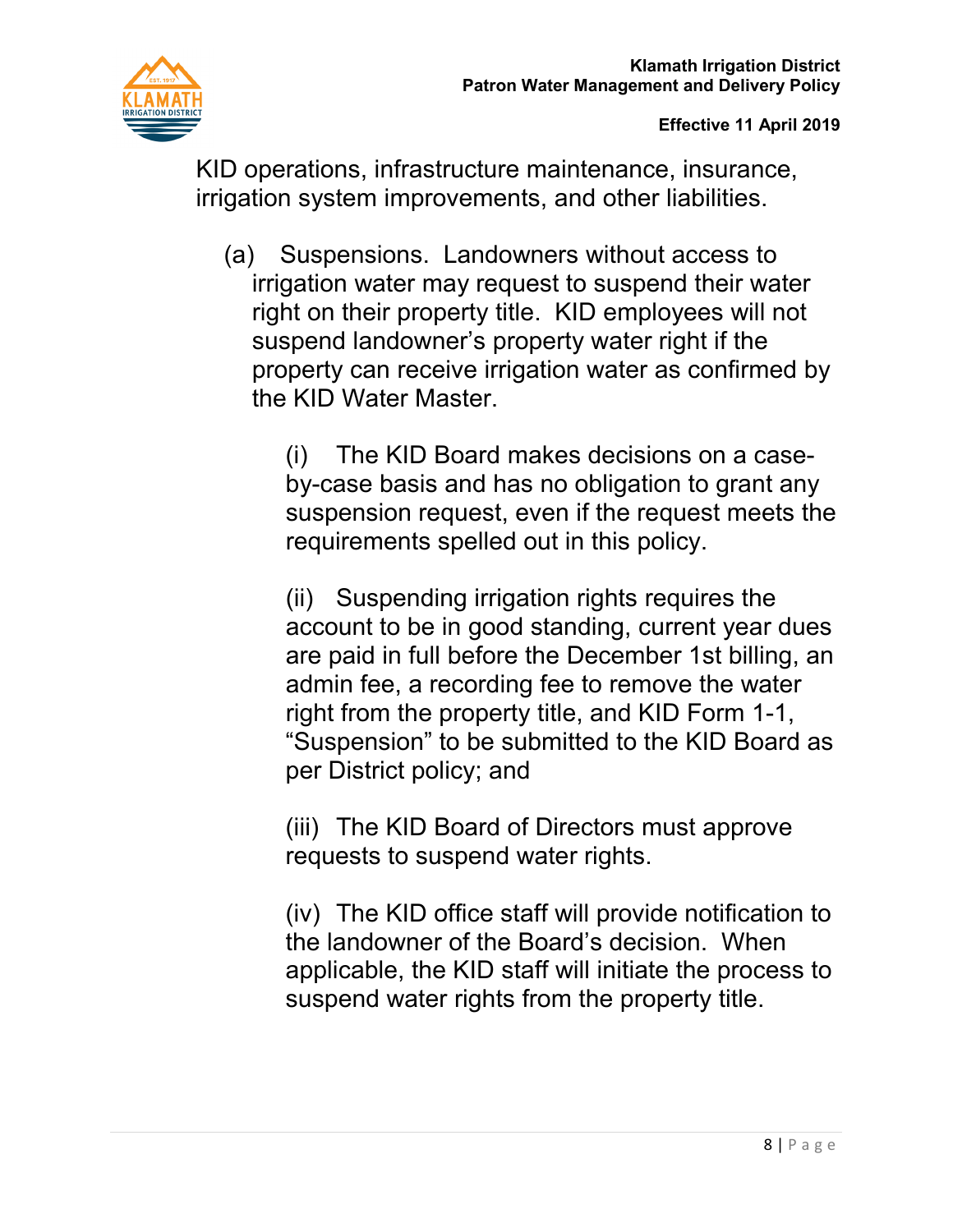KID operations, infrastructure maintenance, insurance, irrigation system improvements, and other liabilities.

(a) Suspensions. Landowners without access to irrigation water may request to suspend their water right on their property title. KID employees will not suspend landowner's property water right if the property can receive irrigation water as confirmed by the KID Water Master.

(i) The KID Board makes decisions on a case-by-case basis and has no obligation to grant any suspension request, even if the request meets the requirements spelled out in this policy.

(ii) Suspending irrigation rights requires the account to be in good standing, current year dues are paid in full before the December 1st billing, an admin fee, a recording fee to remove the water right from the property title, and KID Form 1-1, "Suspension" to be submitted to the KID Board as per District policy; and

(iii) The KID Board of Directors must approve requests to suspend water rights.

(iv) The KID office staff will provide notification to the landowner of the Board's decision. When applicable, the KID staff will initiate the process to suspend water rights from the property title.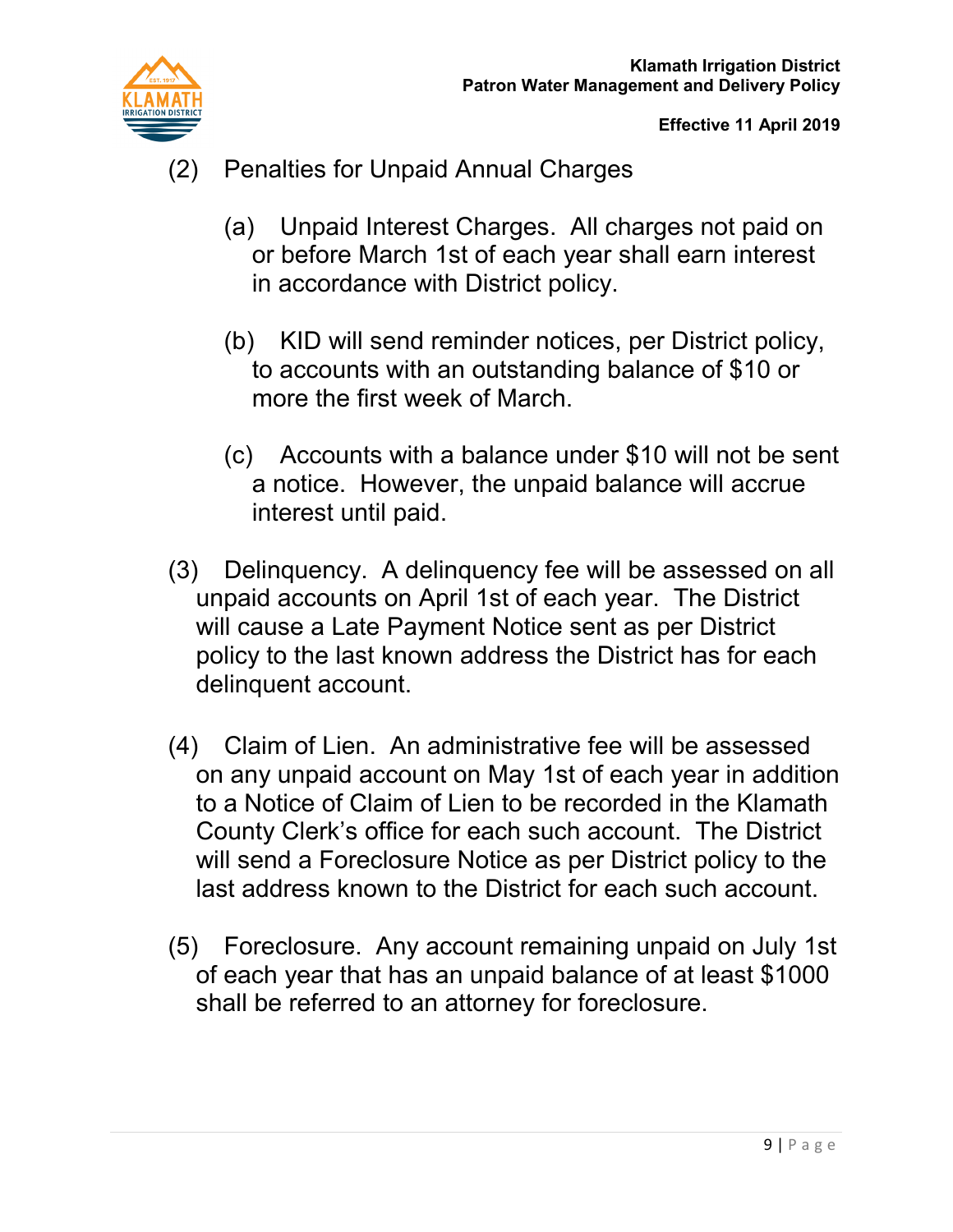(2) Penalties for Unpaid Annual Charges

(a) Unpaid Interest Charges. All charges not paid on or before March 1st of each year shall earn interest in accordance with District policy.

(b) KID will send reminder notices, per District policy, to accounts with an outstanding balance of $10 or more the first week of March.

(c) Accounts with a balance under $10 will not be sent a notice. However, the unpaid balance will accrue interest until paid.

(3) Delinquency. A delinquency fee will be assessed on all unpaid accounts on April 1st of each year. The District will cause a Late Payment Notice sent as per District policy to the last known address the District has for each delinquent account.

(4) Claim of Lien. An administrative fee will be assessed on any unpaid account on May 1st of each year in addition to a Notice of Claim of Lien to be recorded in the Klamath County Clerk's office for each such account. The District will send a Foreclosure Notice as per District policy to the last address known to the District for each such account.

(5) Foreclosure. Any account remaining unpaid on July 1st of each year that has an unpaid balance of at least $1000 shall be referred to an attorney for foreclosure.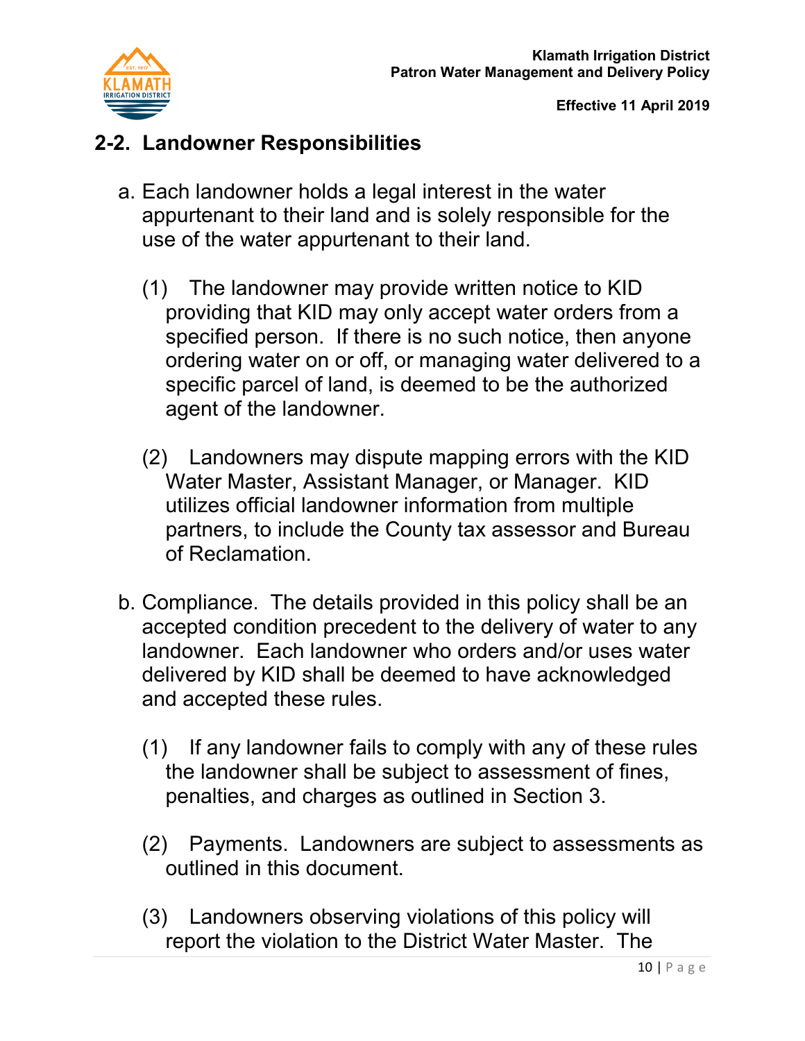## 2-2. Landowner Responsibilities

a. Each landowner holds a legal interest in the water appurtenant to their land and is solely responsible for the use of the water appurtenant to their land.

   (1) The landowner may provide written notice to KID providing that KID may only accept water orders from a specified person. If there is no such notice, then anyone ordering water on or off, or managing water delivered to a specific parcel of land, is deemed to be the authorized agent of the landowner.

   (2) Landowners may dispute mapping errors with the KID Water Master, Assistant Manager, or Manager. KID utilizes official landowner information from multiple partners, to include the County tax assessor and Bureau of Reclamation.

b. Compliance. The details provided in this policy shall be an accepted condition precedent to the delivery of water to any landowner. Each landowner who orders and/or uses water delivered by KID shall be deemed to have acknowledged and accepted these rules.

   (1) If any landowner fails to comply with any of these rules the landowner shall be subject to assessment of fines, penalties, and charges as outlined in Section 3.

   (2) Payments. Landowners are subject to assessments as outlined in this document.

   (3) Landowners observing violations of this policy will report the violation to the District Water Master. The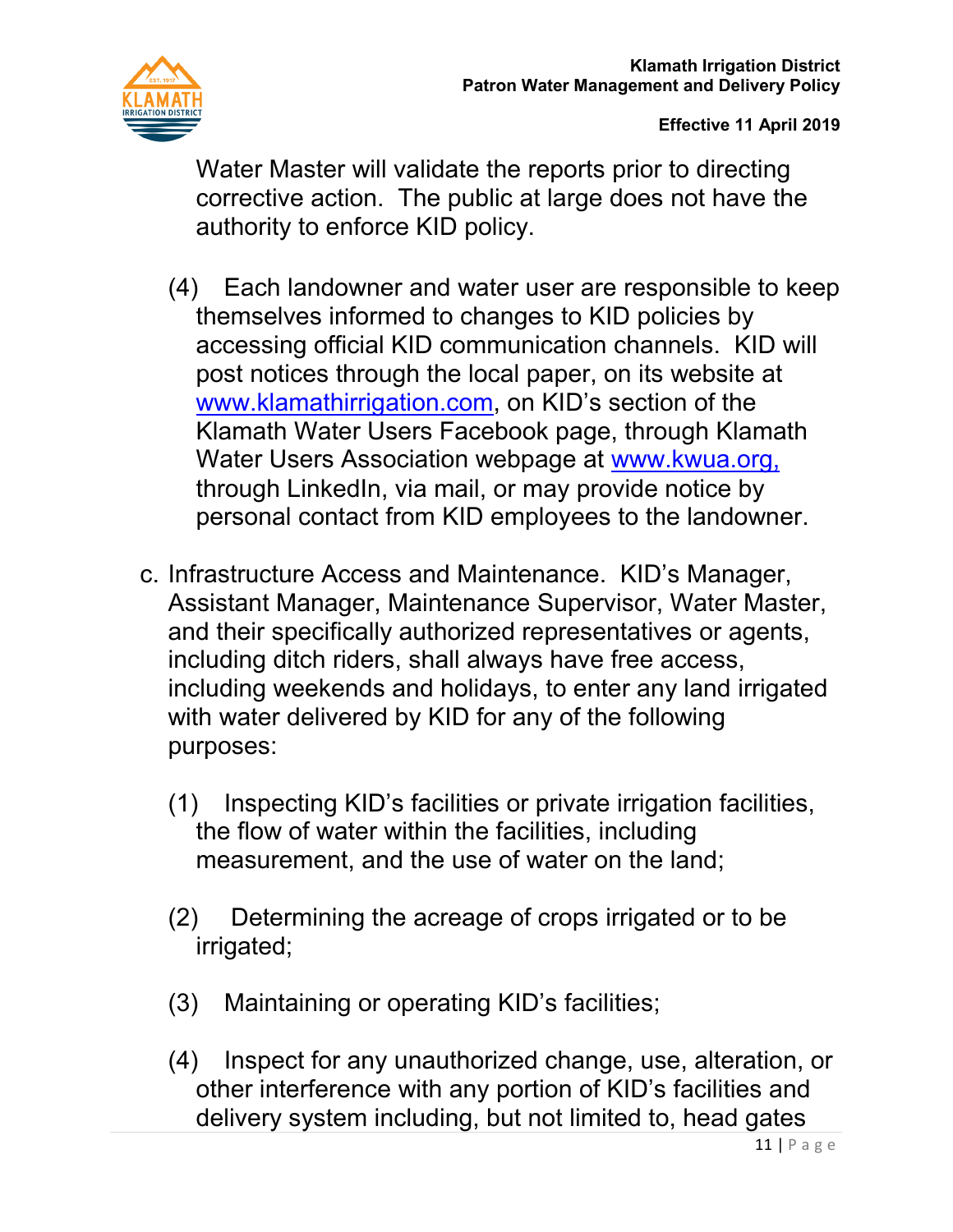Water Master will validate the reports prior to directing corrective action.  The public at large does not have the authority to enforce KID policy.

(4) Each landowner and water user are responsible to keep themselves informed to changes to KID policies by accessing official KID communication channels.  KID will post notices through the local paper, on its website at [www.klamathirrigation.com](http://www.klamathirrigation.com), on KID's section of the Klamath Water Users Facebook page, through Klamath Water Users Association webpage at [www.kwua.org,](http://www.kwua.org) through LinkedIn, via mail, or may provide notice by personal contact from KID employees to the landowner.

c. Infrastructure Access and Maintenance.  KID's Manager, Assistant Manager, Maintenance Supervisor, Water Master, and their specifically authorized representatives or agents, including ditch riders, shall always have free access, including weekends and holidays, to enter any land irrigated with water delivered by KID for any of the following purposes:

(1) Inspecting KID's facilities or private irrigation facilities, the flow of water within the facilities, including measurement, and the use of water on the land;

(2) Determining the acreage of crops irrigated or to be irrigated;

(3) Maintaining or operating KID's facilities;

(4) Inspect for any unauthorized change, use, alteration, or other interference with any portion of KID's facilities and delivery system including, but not limited to, head gates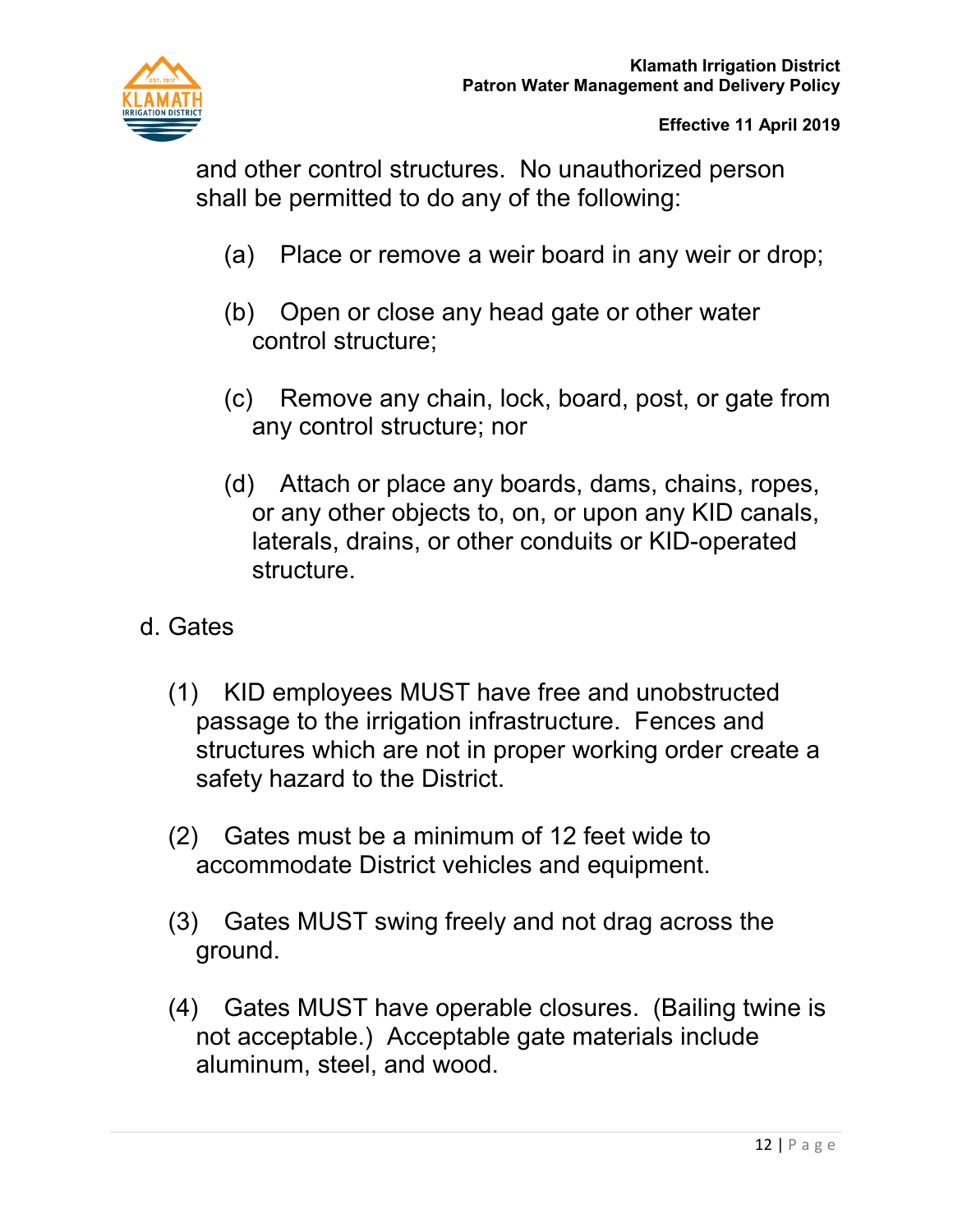and other control structures. No unauthorized person shall be permitted to do any of the following:

(a) Place or remove a weir board in any weir or drop;

(b) Open or close any head gate or other water control structure;

(c) Remove any chain, lock, board, post, or gate from any control structure; nor

(d) Attach or place any boards, dams, chains, ropes, or any other objects to, on, or upon any KID canals, laterals, drains, or other conduits or KID-operated structure.

d. Gates

(1) KID employees MUST have free and unobstructed passage to the irrigation infrastructure. Fences and structures which are not in proper working order create a safety hazard to the District.

(2) Gates must be a minimum of 12 feet wide to accommodate District vehicles and equipment.

(3) Gates MUST swing freely and not drag across the ground.

(4) Gates MUST have operable closures. (Bailing twine is not acceptable.) Acceptable gate materials include aluminum, steel, and wood.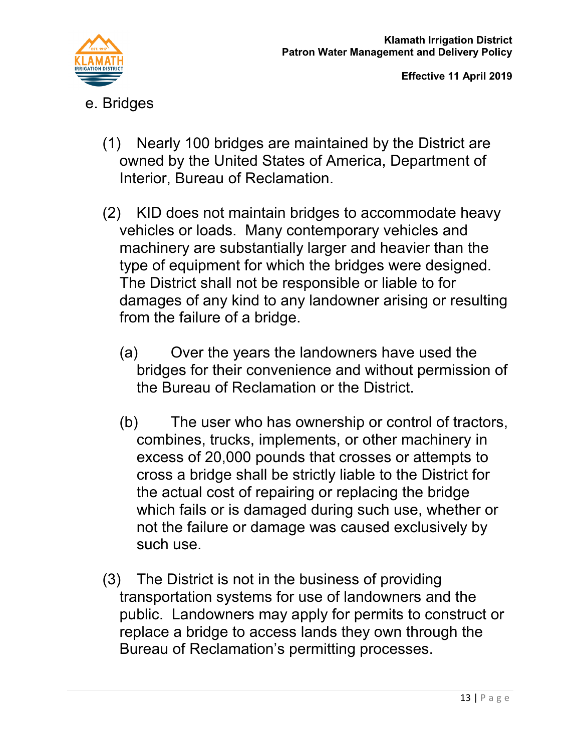e. Bridges

(1) Nearly 100 bridges are maintained by the District are owned by the United States of America, Department of Interior, Bureau of Reclamation.

(2) KID does not maintain bridges to accommodate heavy vehicles or loads. Many contemporary vehicles and machinery are substantially larger and heavier than the type of equipment for which the bridges were designed. The District shall not be responsible or liable to for damages of any kind to any landowner arising or resulting from the failure of a bridge.

(a) Over the years the landowners have used the bridges for their convenience and without permission of the Bureau of Reclamation or the District.

(b) The user who has ownership or control of tractors, combines, trucks, implements, or other machinery in excess of 20,000 pounds that crosses or attempts to cross a bridge shall be strictly liable to the District for the actual cost of repairing or replacing the bridge which fails or is damaged during such use, whether or not the failure or damage was caused exclusively by such use.

(3) The District is not in the business of providing transportation systems for use of landowners and the public. Landowners may apply for permits to construct or replace a bridge to access lands they own through the Bureau of Reclamation's permitting processes.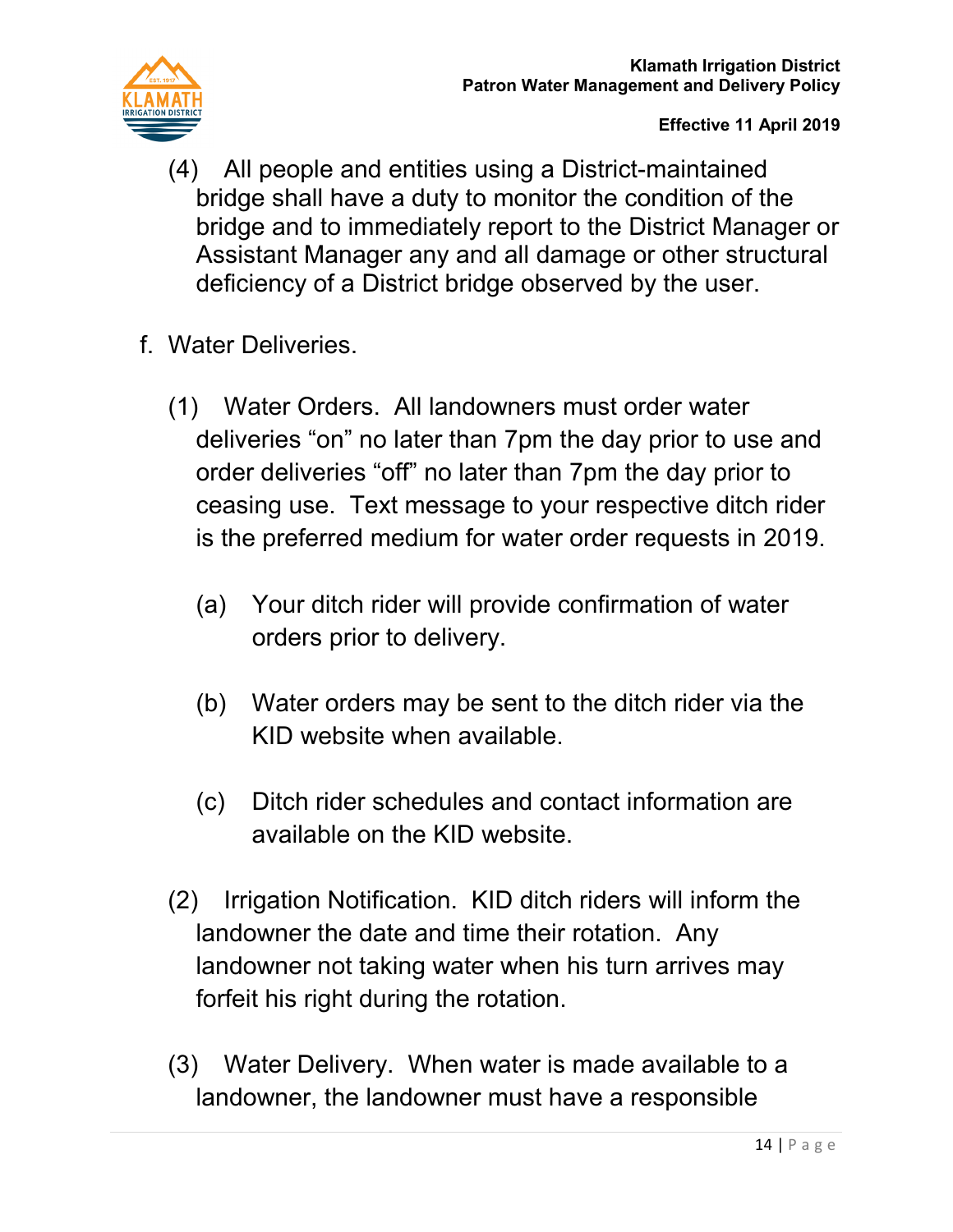(4) All people and entities using a District-maintained bridge shall have a duty to monitor the condition of the bridge and to immediately report to the District Manager or Assistant Manager any and all damage or other structural deficiency of a District bridge observed by the user.

f. Water Deliveries.

(1) Water Orders. All landowners must order water deliveries "on" no later than 7pm the day prior to use and order deliveries "off" no later than 7pm the day prior to ceasing use. Text message to your respective ditch rider is the preferred medium for water order requests in 2019.

(a) Your ditch rider will provide confirmation of water orders prior to delivery.

(b) Water orders may be sent to the ditch rider via the KID website when available.

(c) Ditch rider schedules and contact information are available on the KID website.

(2) Irrigation Notification. KID ditch riders will inform the landowner the date and time their rotation. Any landowner not taking water when his turn arrives may forfeit his right during the rotation.

(3) Water Delivery. When water is made available to a landowner, the landowner must have a responsible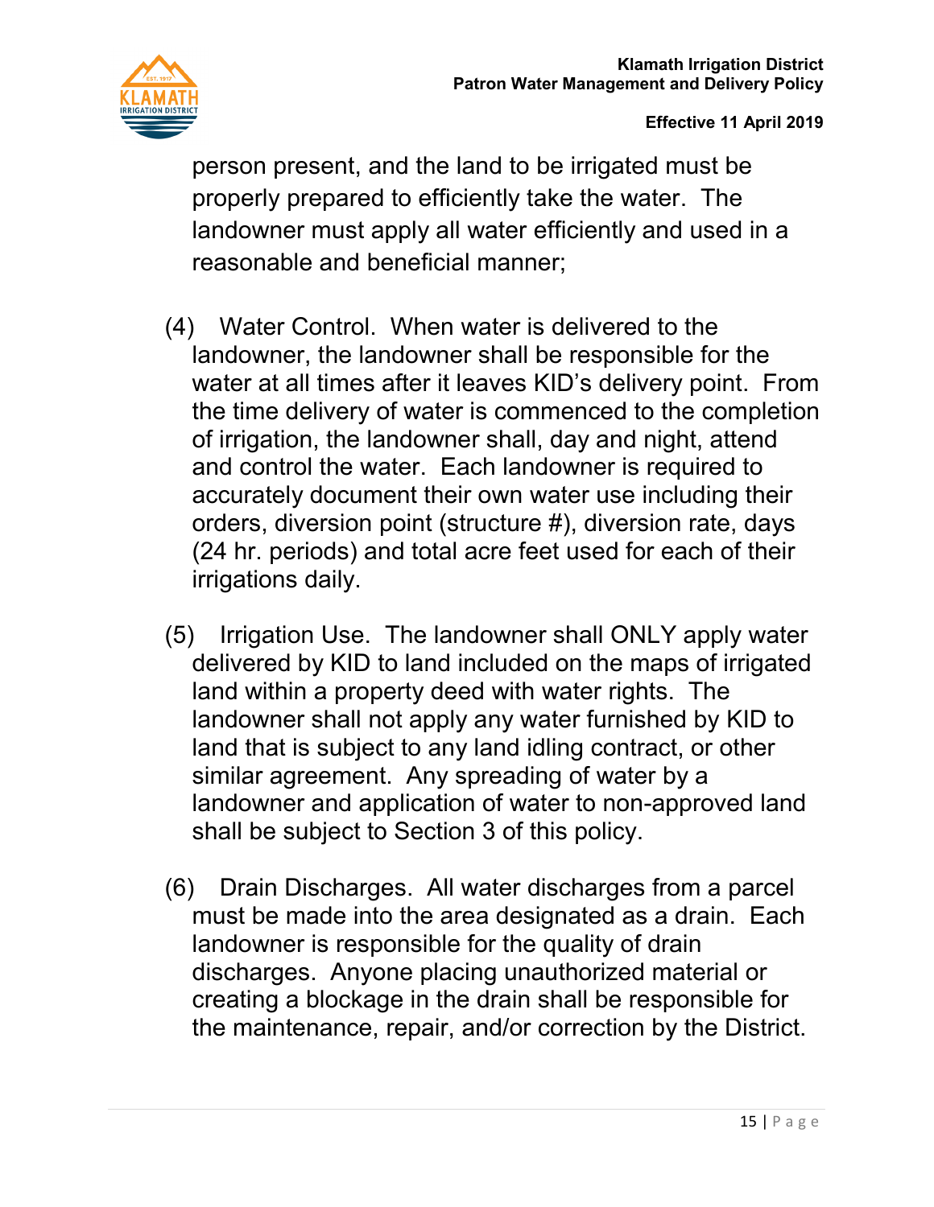person present, and the land to be irrigated must be properly prepared to efficiently take the water. The landowner must apply all water efficiently and used in a reasonable and beneficial manner;

(4) Water Control. When water is delivered to the landowner, the landowner shall be responsible for the water at all times after it leaves KID's delivery point. From the time delivery of water is commenced to the completion of irrigation, the landowner shall, day and night, attend and control the water. Each landowner is required to accurately document their own water use including their orders, diversion point (structure #), diversion rate, days (24 hr. periods) and total acre feet used for each of their irrigations daily.

(5) Irrigation Use. The landowner shall ONLY apply water delivered by KID to land included on the maps of irrigated land within a property deed with water rights. The landowner shall not apply any water furnished by KID to land that is subject to any land idling contract, or other similar agreement. Any spreading of water by a landowner and application of water to non-approved land shall be subject to Section 3 of this policy.

(6) Drain Discharges. All water discharges from a parcel must be made into the area designated as a drain. Each landowner is responsible for the quality of drain discharges. Anyone placing unauthorized material or creating a blockage in the drain shall be responsible for the maintenance, repair, and/or correction by the District.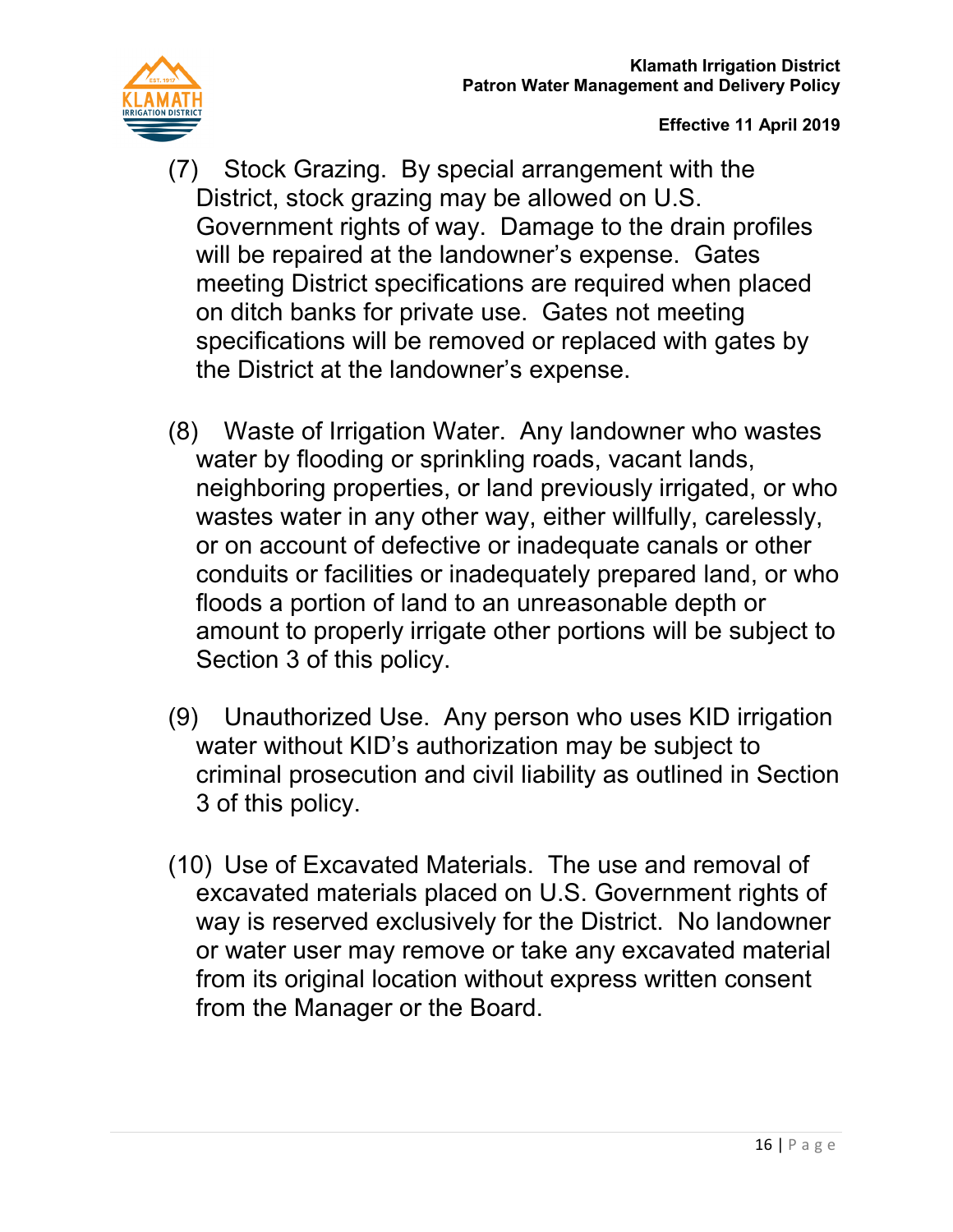(7) Stock Grazing. By special arrangement with the District, stock grazing may be allowed on U.S. Government rights of way. Damage to the drain profiles will be repaired at the landowner's expense. Gates meeting District specifications are required when placed on ditch banks for private use. Gates not meeting specifications will be removed or replaced with gates by the District at the landowner's expense.

(8) Waste of Irrigation Water. Any landowner who wastes water by flooding or sprinkling roads, vacant lands, neighboring properties, or land previously irrigated, or who wastes water in any other way, either willfully, carelessly, or on account of defective or inadequate canals or other conduits or facilities or inadequately prepared land, or who floods a portion of land to an unreasonable depth or amount to properly irrigate other portions will be subject to Section 3 of this policy.

(9) Unauthorized Use. Any person who uses KID irrigation water without KID's authorization may be subject to criminal prosecution and civil liability as outlined in Section 3 of this policy.

(10) Use of Excavated Materials. The use and removal of excavated materials placed on U.S. Government rights of way is reserved exclusively for the District. No landowner or water user may remove or take any excavated material from its original location without express written consent from the Manager or the Board.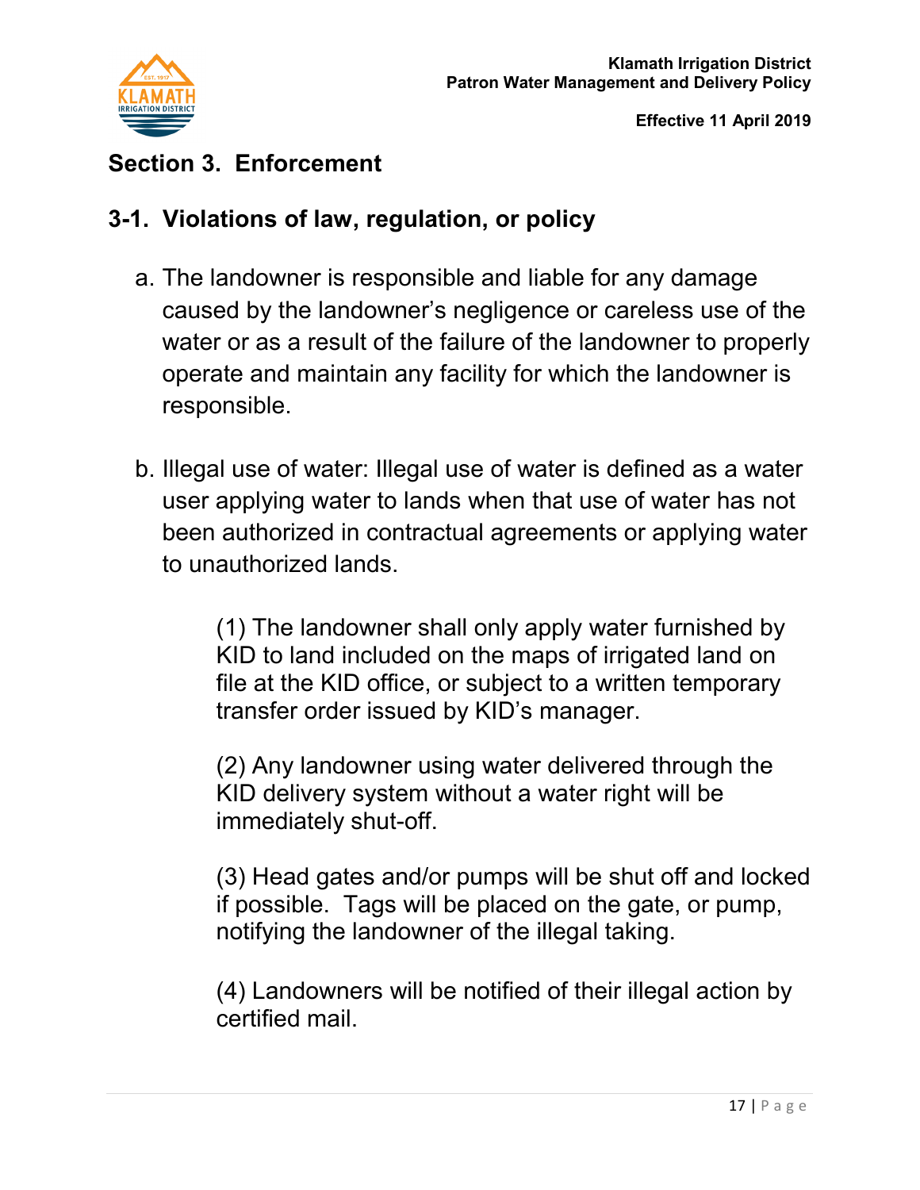## Section 3. Enforcement

### 3-1. Violations of law, regulation, or policy

a. The landowner is responsible and liable for any damage caused by the landowner's negligence or careless use of the water or as a result of the failure of the landowner to properly operate and maintain any facility for which the landowner is responsible.

b. Illegal use of water: Illegal use of water is defined as a water user applying water to lands when that use of water has not been authorized in contractual agreements or applying water to unauthorized lands.

(1) The landowner shall only apply water furnished by KID to land included on the maps of irrigated land on file at the KID office, or subject to a written temporary transfer order issued by KID's manager.

(2) Any landowner using water delivered through the KID delivery system without a water right will be immediately shut-off.

(3) Head gates and/or pumps will be shut off and locked if possible. Tags will be placed on the gate, or pump, notifying the landowner of the illegal taking.

(4) Landowners will be notified of their illegal action by certified mail.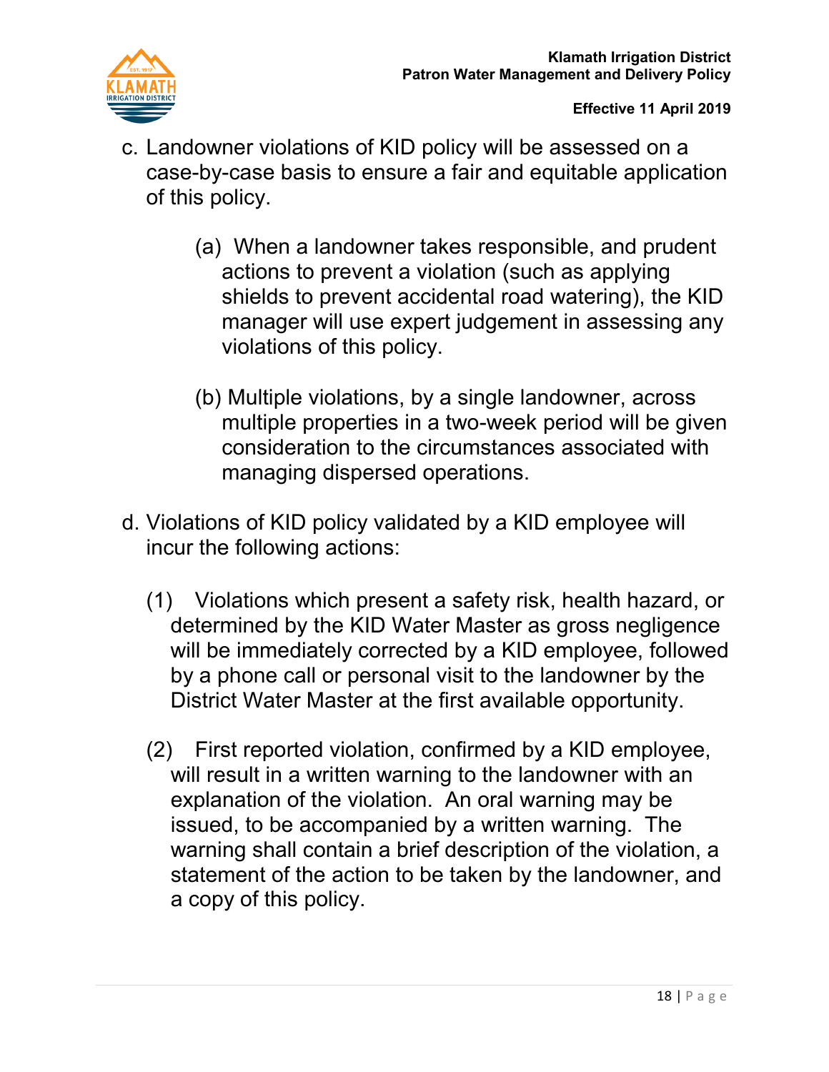c. Landowner violations of KID policy will be assessed on a case-by-case basis to ensure a fair and equitable application of this policy.

   (a) When a landowner takes responsible, and prudent actions to prevent a violation (such as applying shields to prevent accidental road watering), the KID manager will use expert judgement in assessing any violations of this policy.

   (b) Multiple violations, by a single landowner, across multiple properties in a two-week period will be given consideration to the circumstances associated with managing dispersed operations.

d. Violations of KID policy validated by a KID employee will incur the following actions:

   (1) Violations which present a safety risk, health hazard, or determined by the KID Water Master as gross negligence will be immediately corrected by a KID employee, followed by a phone call or personal visit to the landowner by the District Water Master at the first available opportunity.

   (2) First reported violation, confirmed by a KID employee, will result in a written warning to the landowner with an explanation of the violation. An oral warning may be issued, to be accompanied by a written warning. The warning shall contain a brief description of the violation, a statement of the action to be taken by the landowner, and a copy of this policy.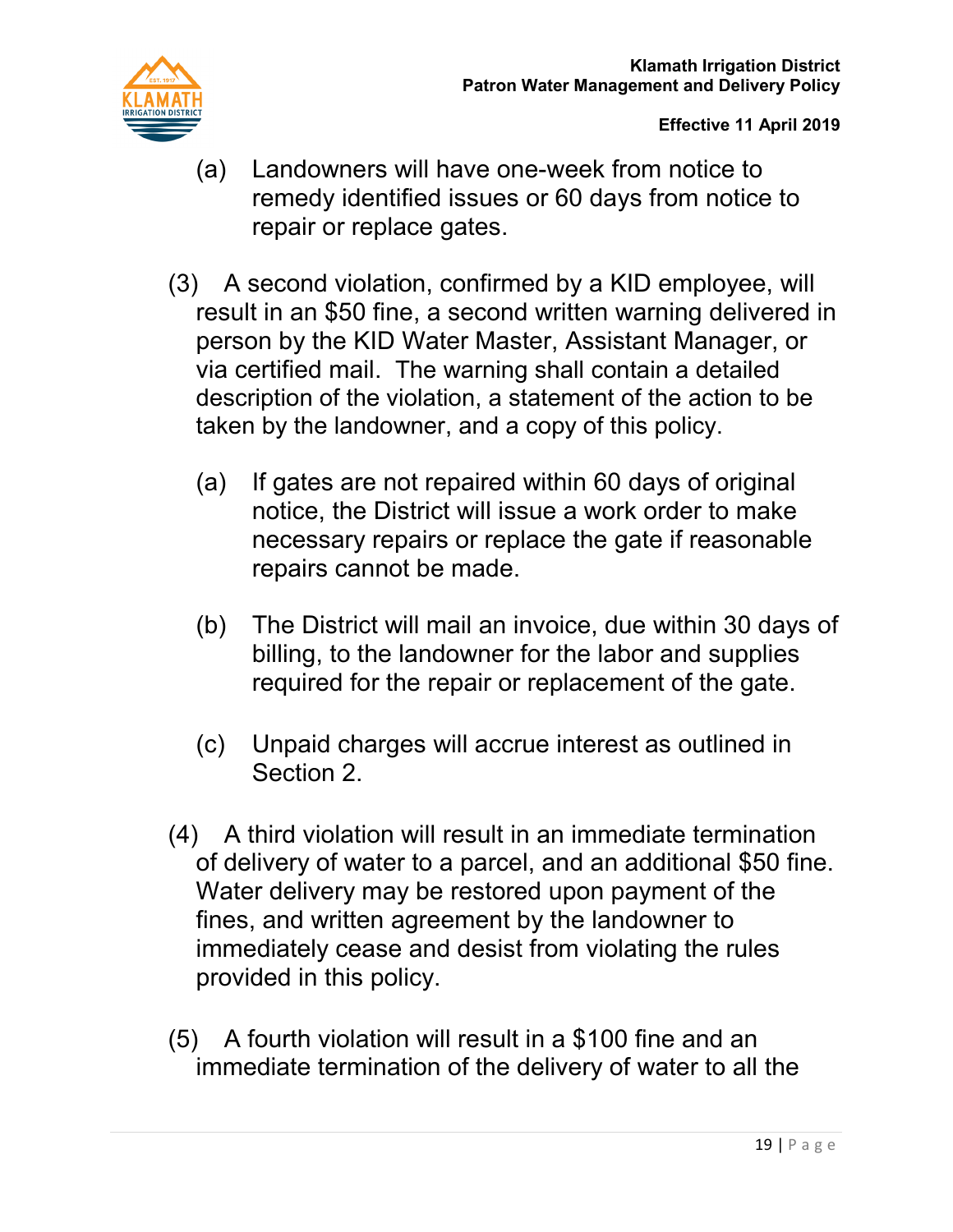(a) Landowners will have one-week from notice to remedy identified issues or 60 days from notice to repair or replace gates.

(3) A second violation, confirmed by a KID employee, will result in an $50 fine, a second written warning delivered in person by the KID Water Master, Assistant Manager, or via certified mail. The warning shall contain a detailed description of the violation, a statement of the action to be taken by the landowner, and a copy of this policy.

(a) If gates are not repaired within 60 days of original notice, the District will issue a work order to make necessary repairs or replace the gate if reasonable repairs cannot be made.

(b) The District will mail an invoice, due within 30 days of billing, to the landowner for the labor and supplies required for the repair or replacement of the gate.

(c) Unpaid charges will accrue interest as outlined in Section 2.

(4) A third violation will result in an immediate termination of delivery of water to a parcel, and an additional $50 fine. Water delivery may be restored upon payment of the fines, and written agreement by the landowner to immediately cease and desist from violating the rules provided in this policy.

(5) A fourth violation will result in a $100 fine and an immediate termination of the delivery of water to all the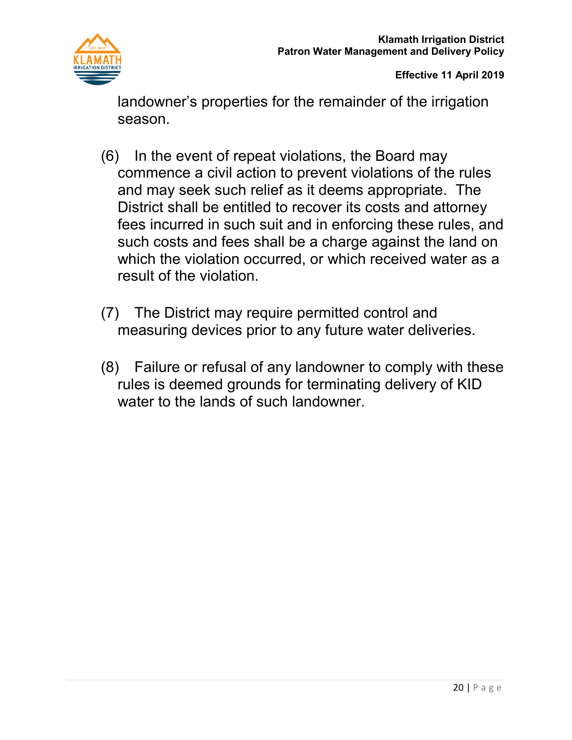landowner's properties for the remainder of the irrigation season.

(6) In the event of repeat violations, the Board may commence a civil action to prevent violations of the rules and may seek such relief as it deems appropriate. The District shall be entitled to recover its costs and attorney fees incurred in such suit and in enforcing these rules, and such costs and fees shall be a charge against the land on which the violation occurred, or which received water as a result of the violation.

(7) The District may require permitted control and measuring devices prior to any future water deliveries.

(8) Failure or refusal of any landowner to comply with these rules is deemed grounds for terminating delivery of KID water to the lands of such landowner.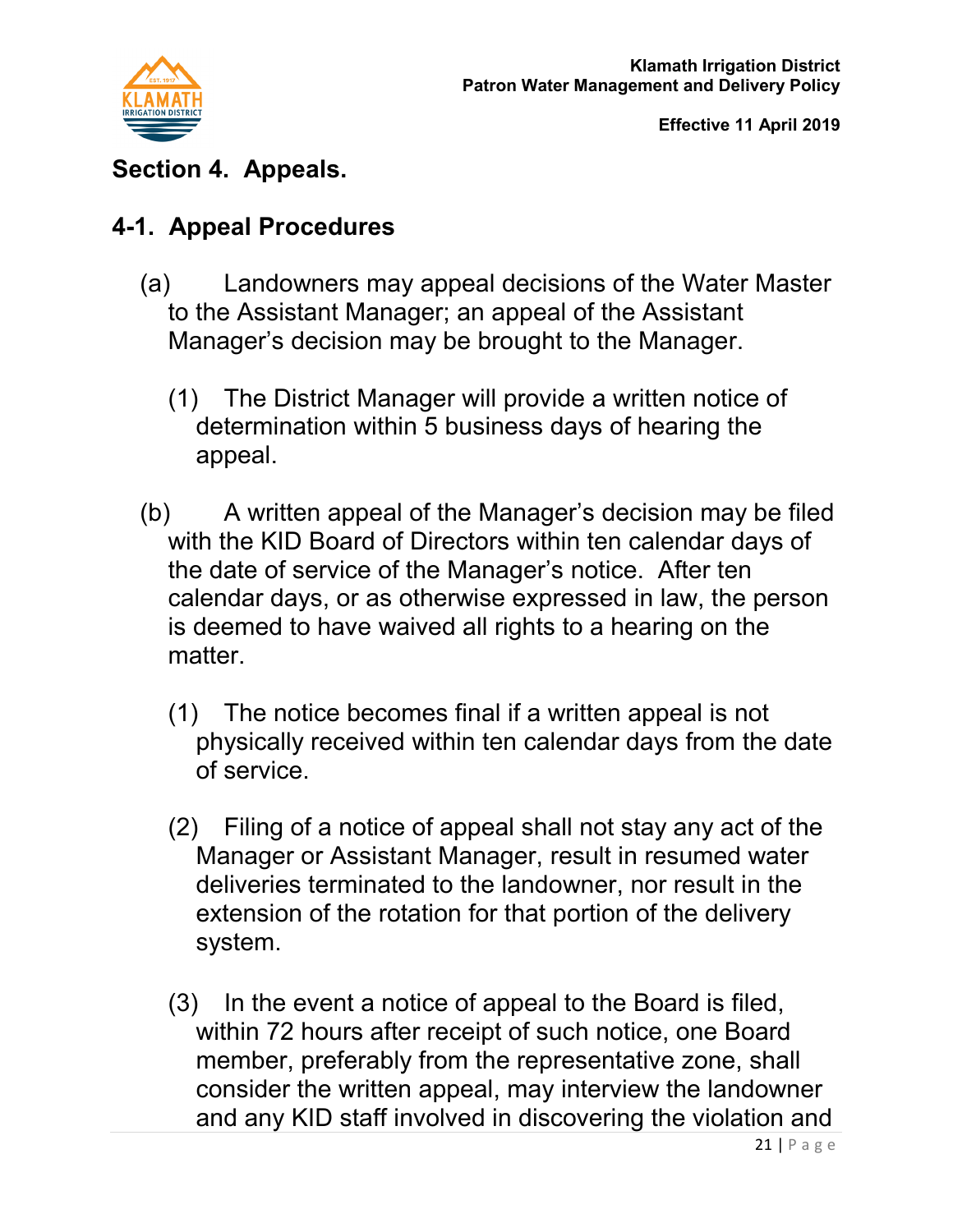## Section 4. Appeals.

### 4-1. Appeal Procedures

(a) Landowners may appeal decisions of the Water Master to the Assistant Manager; an appeal of the Assistant Manager's decision may be brought to the Manager.

(1) The District Manager will provide a written notice of determination within 5 business days of hearing the appeal.

(b) A written appeal of the Manager's decision may be filed with the KID Board of Directors within ten calendar days of the date of service of the Manager's notice. After ten calendar days, or as otherwise expressed in law, the person is deemed to have waived all rights to a hearing on the matter.

(1) The notice becomes final if a written appeal is not physically received within ten calendar days from the date of service.

(2) Filing of a notice of appeal shall not stay any act of the Manager or Assistant Manager, result in resumed water deliveries terminated to the landowner, nor result in the extension of the rotation for that portion of the delivery system.

(3) In the event a notice of appeal to the Board is filed, within 72 hours after receipt of such notice, one Board member, preferably from the representative zone, shall consider the written appeal, may interview the landowner and any KID staff involved in discovering the violation and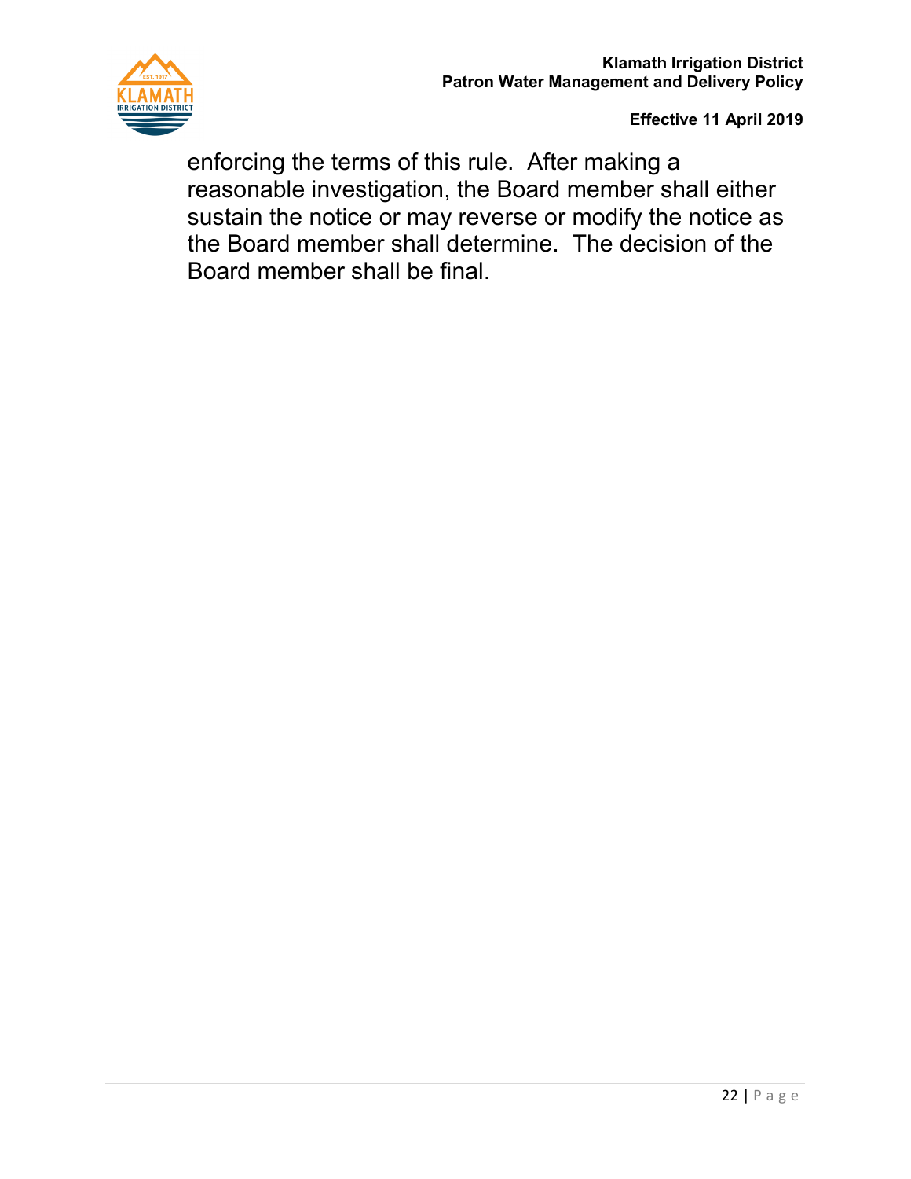enforcing the terms of this rule. After making a reasonable investigation, the Board member shall either sustain the notice or may reverse or modify the notice as the Board member shall determine. The decision of the Board member shall be final.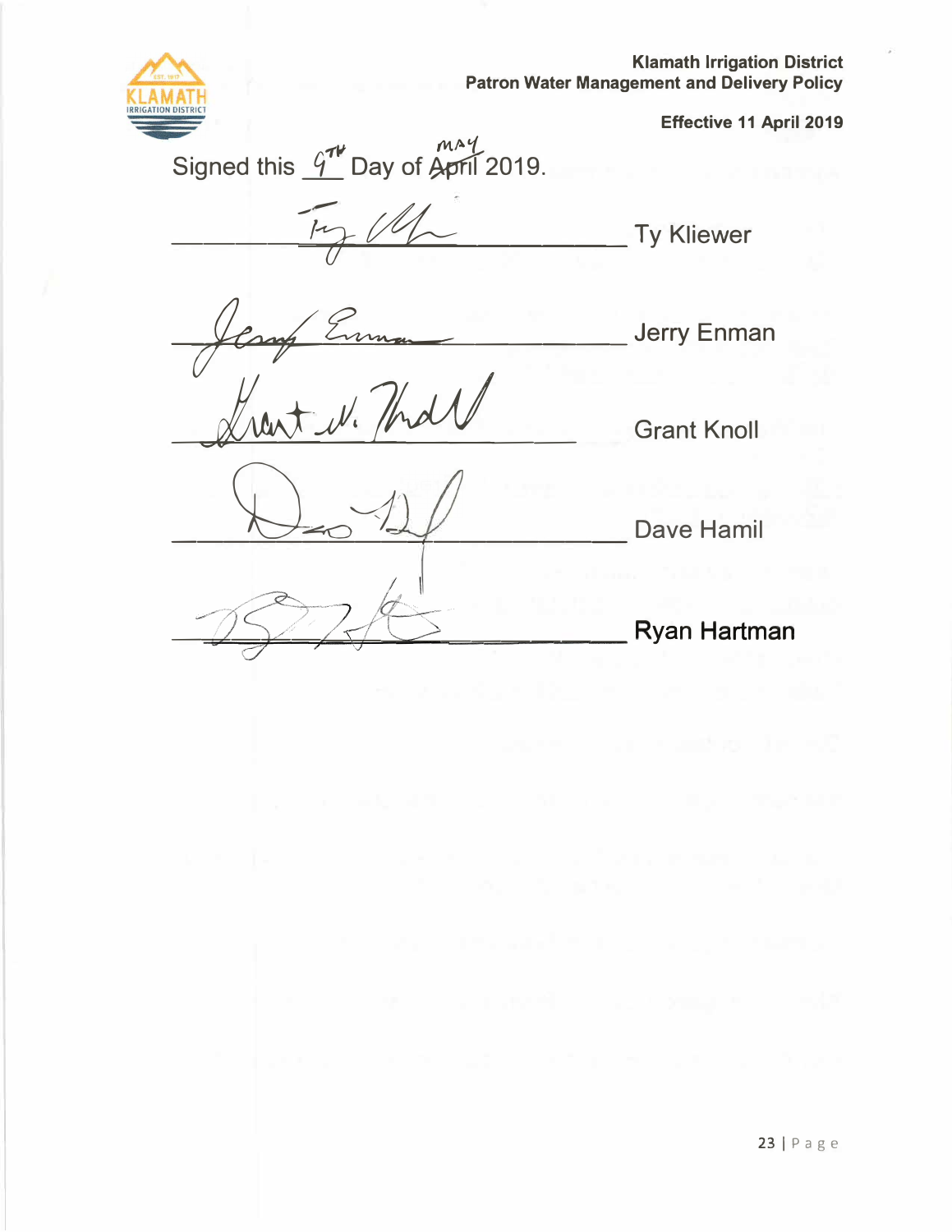Klamath Irrigation District
Patron Water Management and Delivery Policy

Effective 11 April 2019

Signed this 9TH Day of ~~April~~ MAY 2019.

\_\_\_\_\_\_\_\_\_\_\_\_\_\_\_\_\_\_\_\_ Ty Kliewer

\_\_\_\_\_\_\_\_\_\_\_\_\_\_\_\_\_\_\_\_ Jerry Enman

\_\_\_\_\_\_\_\_\_\_\_\_\_\_\_\_\_\_\_\_ Grant Knoll

\_\_\_\_\_\_\_\_\_\_\_\_\_\_\_\_\_\_\_\_ Dave Hamil

\_\_\_\_\_\_\_\_\_\_\_\_\_\_\_\_\_\_\_\_ Ryan Hartman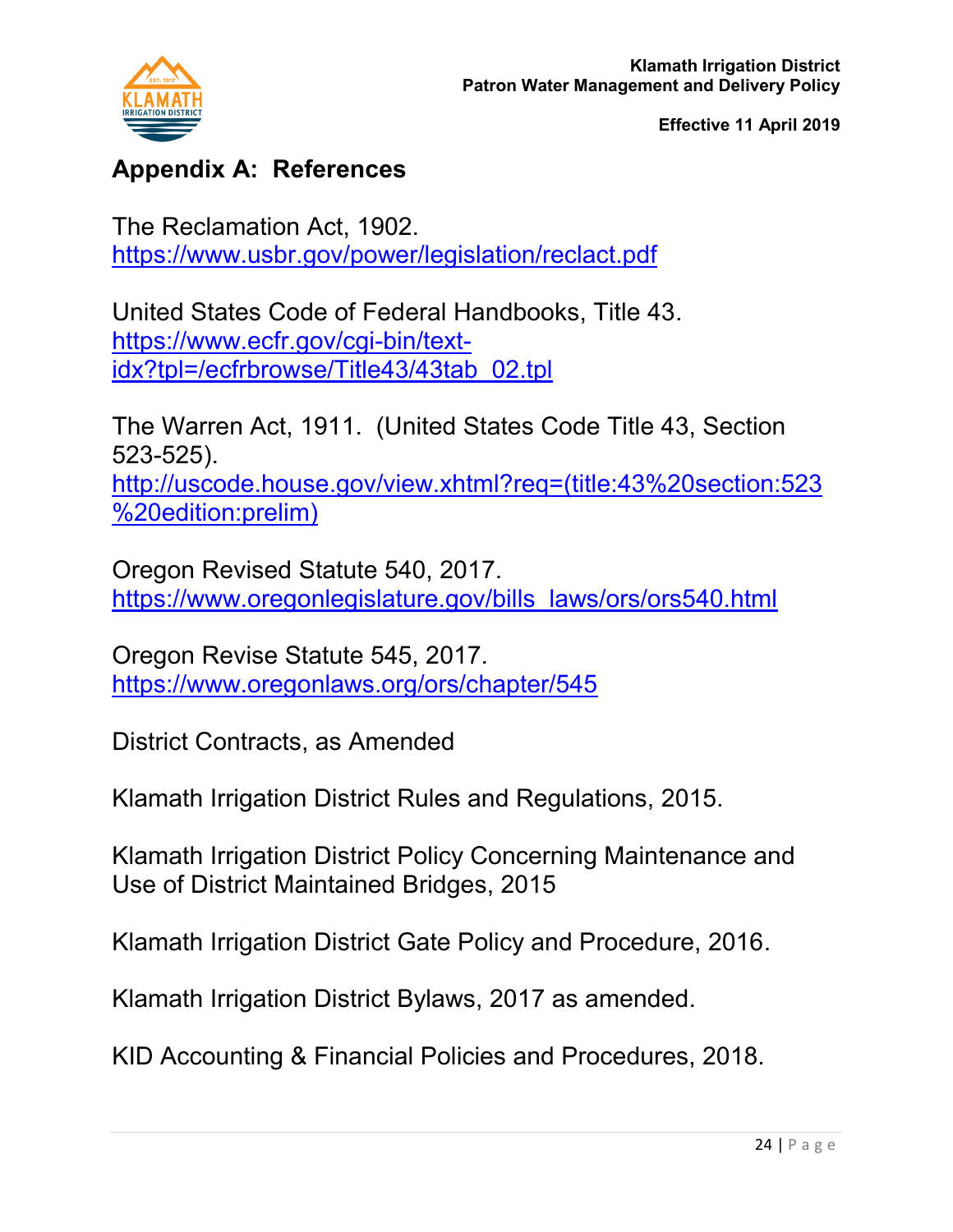## Appendix A: References

The Reclamation Act, 1902.
https://www.usbr.gov/power/legislation/reclact.pdf

United States Code of Federal Handbooks, Title 43.
https://www.ecfr.gov/cgi-bin/text-idx?tpl=/ecfrbrowse/Title43/43tab_02.tpl

The Warren Act, 1911. (United States Code Title 43, Section 523-525).
http://uscode.house.gov/view.xhtml?req=(title:43%20section:523%20edition:prelim)

Oregon Revised Statute 540, 2017.
https://www.oregonlegislature.gov/bills_laws/ors/ors540.html

Oregon Revise Statute 545, 2017.
https://www.oregonlaws.org/ors/chapter/545

District Contracts, as Amended

Klamath Irrigation District Rules and Regulations, 2015.

Klamath Irrigation District Policy Concerning Maintenance and Use of District Maintained Bridges, 2015

Klamath Irrigation District Gate Policy and Procedure, 2016.

Klamath Irrigation District Bylaws, 2017 as amended.

KID Accounting & Financial Policies and Procedures, 2018.